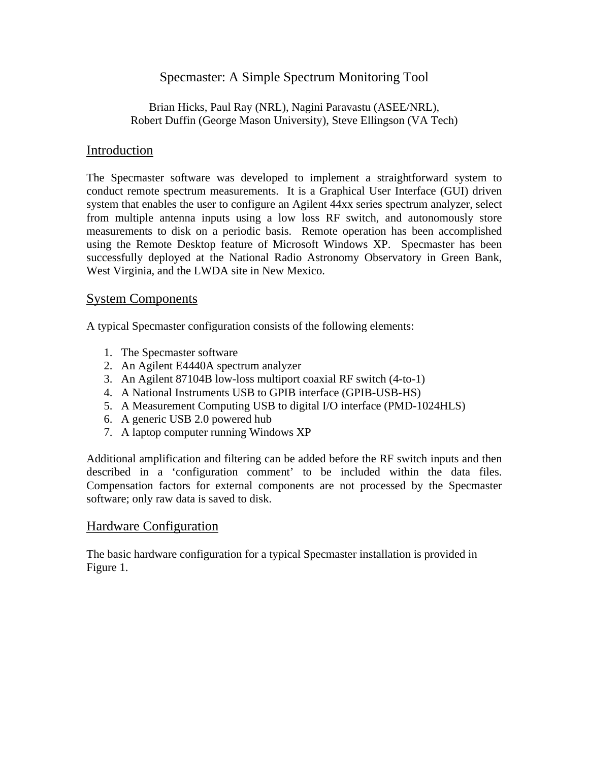# Specmaster: A Simple Spectrum Monitoring Tool

Brian Hicks, Paul Ray (NRL), Nagini Paravastu (ASEE/NRL),
Robert Duffin (George Mason University), Steve Ellingson (VA Tech)

## Introduction

The Specmaster software was developed to implement a straightforward system to conduct remote spectrum measurements. It is a Graphical User Interface (GUI) driven system that enables the user to configure an Agilent 44xx series spectrum analyzer, select from multiple antenna inputs using a low loss RF switch, and autonomously store measurements to disk on a periodic basis. Remote operation has been accomplished using the Remote Desktop feature of Microsoft Windows XP. Specmaster has been successfully deployed at the National Radio Astronomy Observatory in Green Bank, West Virginia, and the LWDA site in New Mexico.

## System Components

A typical Specmaster configuration consists of the following elements:

1. The Specmaster software
2. An Agilent E4440A spectrum analyzer
3. An Agilent 87104B low-loss multiport coaxial RF switch (4-to-1)
4. A National Instruments USB to GPIB interface (GPIB-USB-HS)
5. A Measurement Computing USB to digital I/O interface (PMD-1024HLS)
6. A generic USB 2.0 powered hub
7. A laptop computer running Windows XP

Additional amplification and filtering can be added before the RF switch inputs and then described in a 'configuration comment' to be included within the data files. Compensation factors for external components are not processed by the Specmaster software; only raw data is saved to disk.

## Hardware Configuration

The basic hardware configuration for a typical Specmaster installation is provided in Figure 1.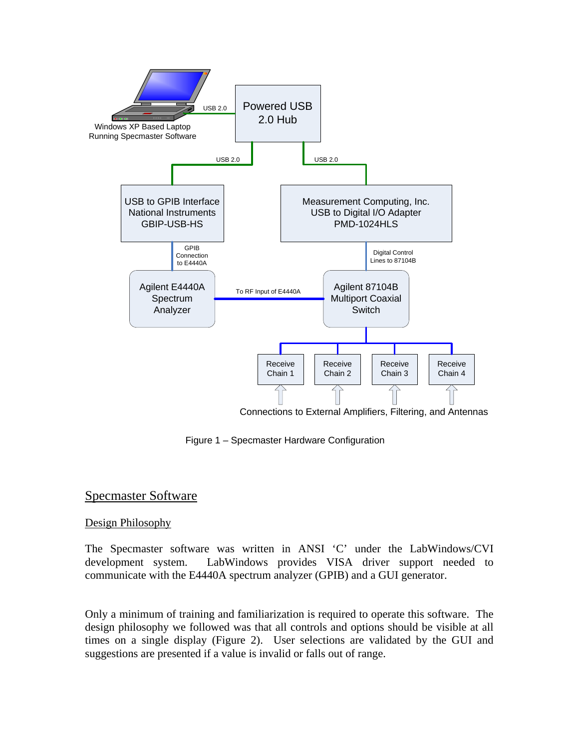Figure 1 – Specmaster Hardware Configuration

## Specmaster Software

### Design Philosophy

The Specmaster software was written in ANSI 'C' under the LabWindows/CVI development system. LabWindows provides VISA driver support needed to communicate with the E4440A spectrum analyzer (GPIB) and a GUI generator.

Only a minimum of training and familiarization is required to operate this software. The design philosophy we followed was that all controls and options should be visible at all times on a single display (Figure 2). User selections are validated by the GUI and suggestions are presented if a value is invalid or falls out of range.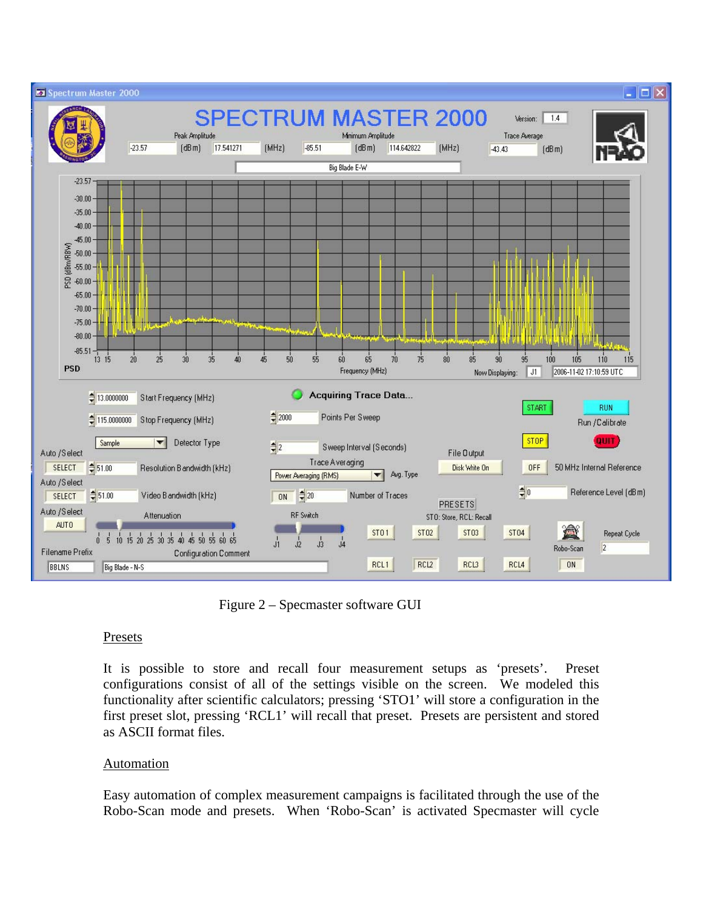Figure 2 – Specmaster software GUI

Presets

It is possible to store and recall four measurement setups as 'presets'. Preset configurations consist of all of the settings visible on the screen. We modeled this functionality after scientific calculators; pressing 'STO1' will store a configuration in the first preset slot, pressing 'RCL1' will recall that preset. Presets are persistent and stored as ASCII format files.

Automation

Easy automation of complex measurement campaigns is facilitated through the use of the Robo-Scan mode and presets. When 'Robo-Scan' is activated Specmaster will cycle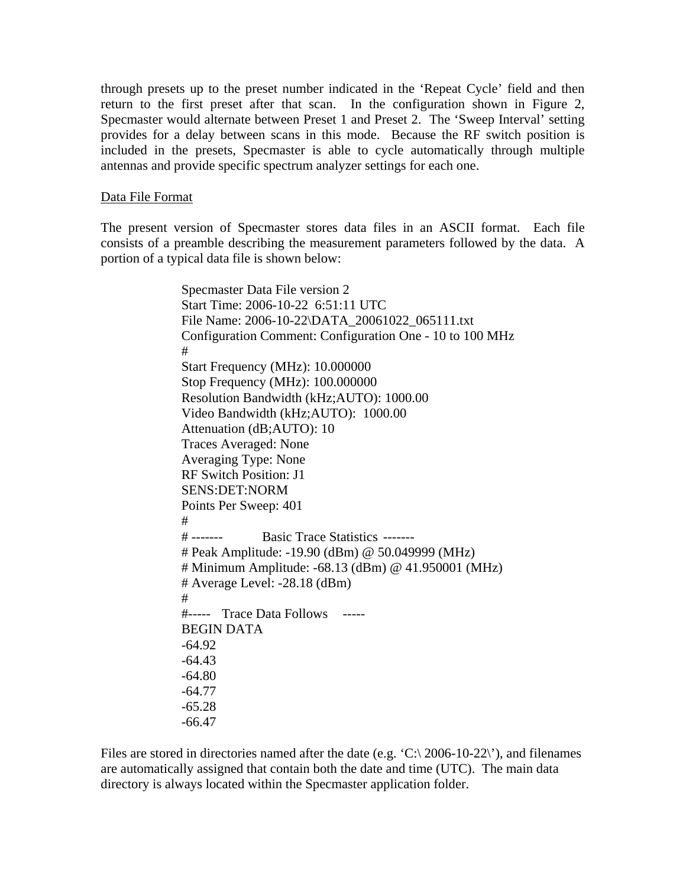through presets up to the preset number indicated in the 'Repeat Cycle' field and then return to the first preset after that scan. In the configuration shown in Figure 2, Specmaster would alternate between Preset 1 and Preset 2. The 'Sweep Interval' setting provides for a delay between scans in this mode. Because the RF switch position is included in the presets, Specmaster is able to cycle automatically through multiple antennas and provide specific spectrum analyzer settings for each one.

Data File Format

The present version of Specmaster stores data files in an ASCII format. Each file consists of a preamble describing the measurement parameters followed by the data. A portion of a typical data file is shown below:

```
Specmaster Data File version 2
Start Time: 2006-10-22  6:51:11 UTC
File Name: 2006-10-22\DATA_20061022_065111.txt
Configuration Comment: Configuration One - 10 to 100 MHz
#
Start Frequency (MHz): 10.000000
Stop Frequency (MHz): 100.000000
Resolution Bandwidth (kHz;AUTO): 1000.00
Video Bandwidth (kHz;AUTO):  1000.00
Attenuation (dB;AUTO): 10
Traces Averaged: None
Averaging Type: None
RF Switch Position: J1
SENS:DET:NORM
Points Per Sweep: 401
#
# -------     Basic Trace Statistics  -------
# Peak Amplitude: -19.90 (dBm) @ 50.049999 (MHz)
# Minimum Amplitude: -68.13 (dBm) @ 41.950001 (MHz)
# Average Level: -28.18 (dBm)
#
#-----   Trace Data Follows    -----
BEGIN DATA
-64.92
-64.43
-64.80
-64.77
-65.28
-66.47
```

Files are stored in directories named after the date (e.g. 'C:\ 2006-10-22\'), and filenames are automatically assigned that contain both the date and time (UTC). The main data directory is always located within the Specmaster application folder.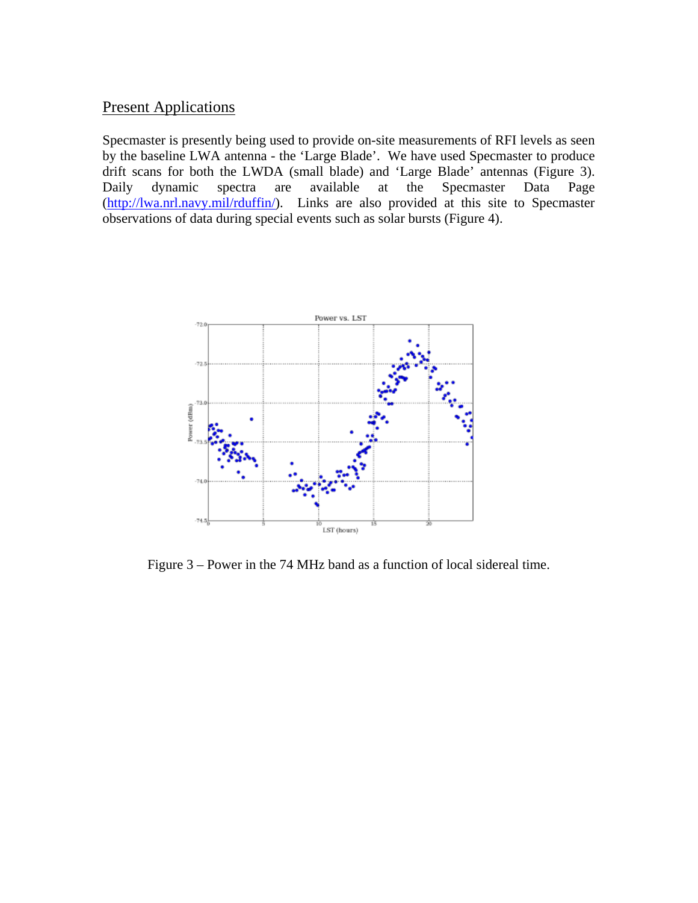## Present Applications

Specmaster is presently being used to provide on-site measurements of RFI levels as seen by the baseline LWA antenna - the 'Large Blade'. We have used Specmaster to produce drift scans for both the LWDA (small blade) and 'Large Blade' antennas (Figure 3). Daily dynamic spectra are available at the Specmaster Data Page (http://lwa.nrl.navy.mil/rduffin/). Links are also provided at this site to Specmaster observations of data during special events such as solar bursts (Figure 4).

Figure 3 – Power in the 74 MHz band as a function of local sidereal time.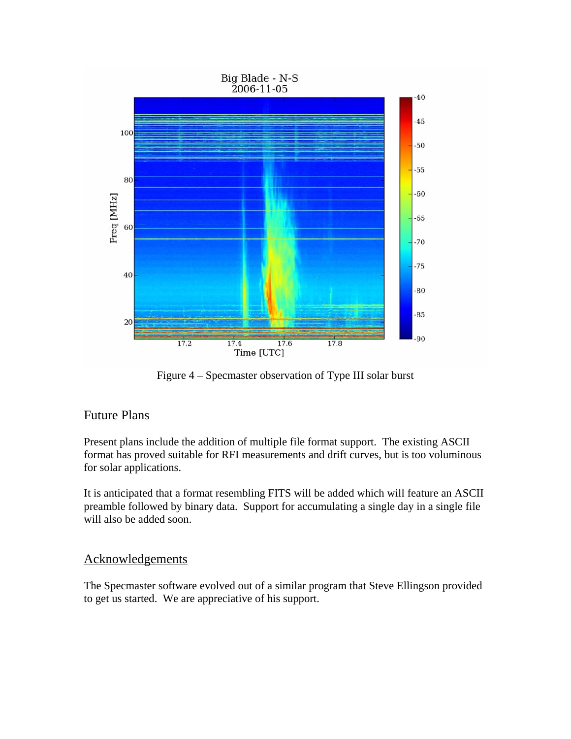Big Blade - N-S
2006-11-05

Freq [MHz]

100
80
60
40
20

17.2
17.4
17.6
17.8

Time [UTC]

-40
-45
-50
-55
-60
-65
-70
-75
-80
-85
-90

Figure 4 – Specmaster observation of Type III solar burst

## Future Plans

Present plans include the addition of multiple file format support. The existing ASCII format has proved suitable for RFI measurements and drift curves, but is too voluminous for solar applications.

It is anticipated that a format resembling FITS will be added which will feature an ASCII preamble followed by binary data. Support for accumulating a single day in a single file will also be added soon.

## Acknowledgements

The Specmaster software evolved out of a similar program that Steve Ellingson provided to get us started. We are appreciative of his support.